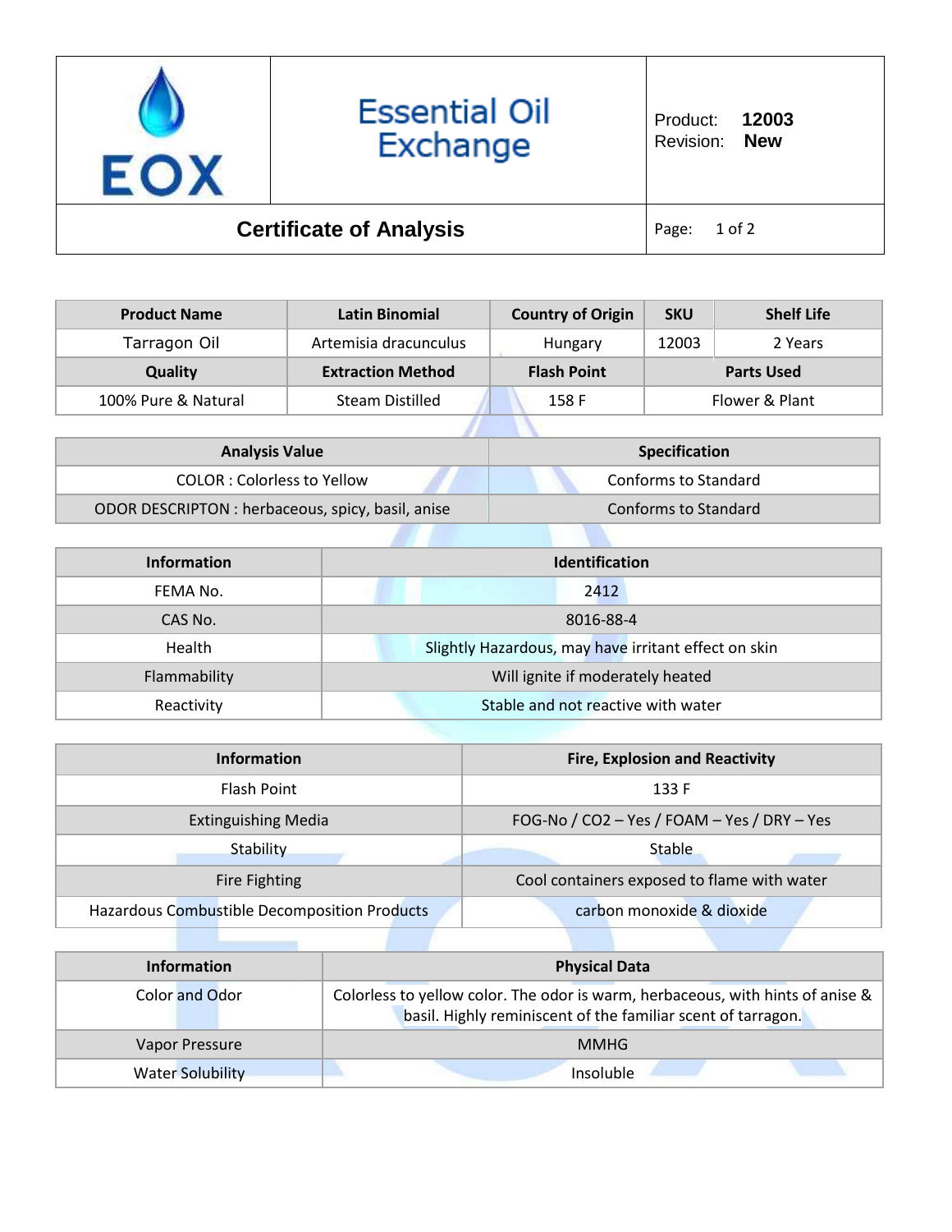# Essential Oil Exchange

Product: **12003**
Revision: **New**

## Certificate of Analysis

| Product Name | Latin Binomial | Country of Origin | SKU | Shelf Life |
|---|---|---|---|---|
| Tarragon Oil | Artemisia dracunculus | Hungary | 12003 | 2 Years |
| **Quality** | **Extraction Method** | **Flash Point** | **Parts Used** | |
| 100% Pure & Natural | Steam Distilled | 158 F | Flower & Plant | |

| Analysis Value | Specification |
|---|---|
| COLOR : Colorless to Yellow | Conforms to Standard |
| ODOR DESCRIPTON : herbaceous, spicy, basil, anise | Conforms to Standard |

| Information | Identification |
|---|---|
| FEMA No. | 2412 |
| CAS No. | 8016-88-4 |
| Health | Slightly Hazardous, may have irritant effect on skin |
| Flammability | Will ignite if moderately heated |
| Reactivity | Stable and not reactive with water |

| Information | Fire, Explosion and Reactivity |
|---|---|
| Flash Point | 133 F |
| Extinguishing Media | FOG-No / $CO_2$ – Yes / FOAM – Yes / DRY – Yes |
| Stability | Stable |
| Fire Fighting | Cool containers exposed to flame with water |
| Hazardous Combustible Decomposition Products | carbon monoxide & dioxide |

| Information | Physical Data |
|---|---|
| Color and Odor | Colorless to yellow color. The odor is warm, herbaceous, with hints of anise & basil. Highly reminiscent of the familiar scent of tarragon. |
| Vapor Pressure | MMHG |
| Water Solubility | Insoluble |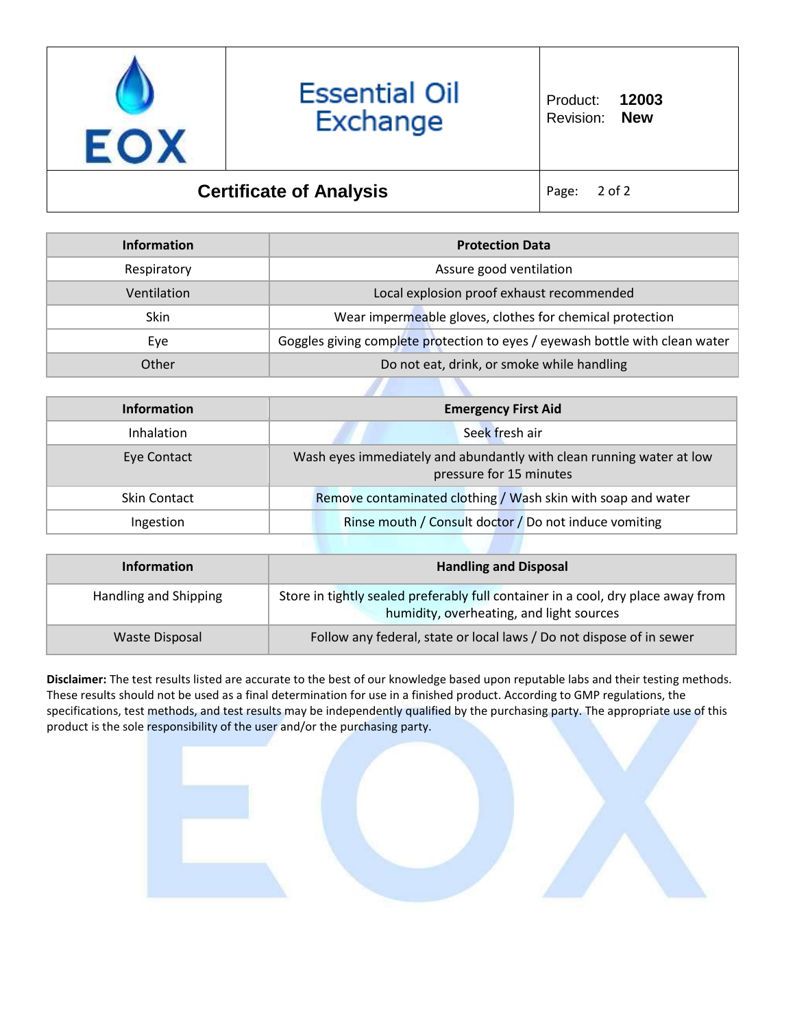| | | |
|---|---|---|
| EOX | Essential Oil Exchange | Product: **12003** Revision: **New** |

## Certificate of Analysis

| Information | Protection Data |
|---|---|
| Respiratory | Assure good ventilation |
| Ventilation | Local explosion proof exhaust recommended |
| Skin | Wear impermeable gloves, clothes for chemical protection |
| Eye | Goggles giving complete protection to eyes / eyewash bottle with clean water |
| Other | Do not eat, drink, or smoke while handling |

| Information | Emergency First Aid |
|---|---|
| Inhalation | Seek fresh air |
| Eye Contact | Wash eyes immediately and abundantly with clean running water at low pressure for 15 minutes |
| Skin Contact | Remove contaminated clothing / Wash skin with soap and water |
| Ingestion | Rinse mouth / Consult doctor / Do not induce vomiting |

| Information | Handling and Disposal |
|---|---|
| Handling and Shipping | Store in tightly sealed preferably full container in a cool, dry place away from humidity, overheating, and light sources |
| Waste Disposal | Follow any federal, state or local laws / Do not dispose of in sewer |

**Disclaimer:** The test results listed are accurate to the best of our knowledge based upon reputable labs and their testing methods. These results should not be used as a final determination for use in a finished product. According to GMP regulations, the specifications, test methods, and test results may be independently qualified by the purchasing party. The appropriate use of this product is the sole responsibility of the user and/or the purchasing party.